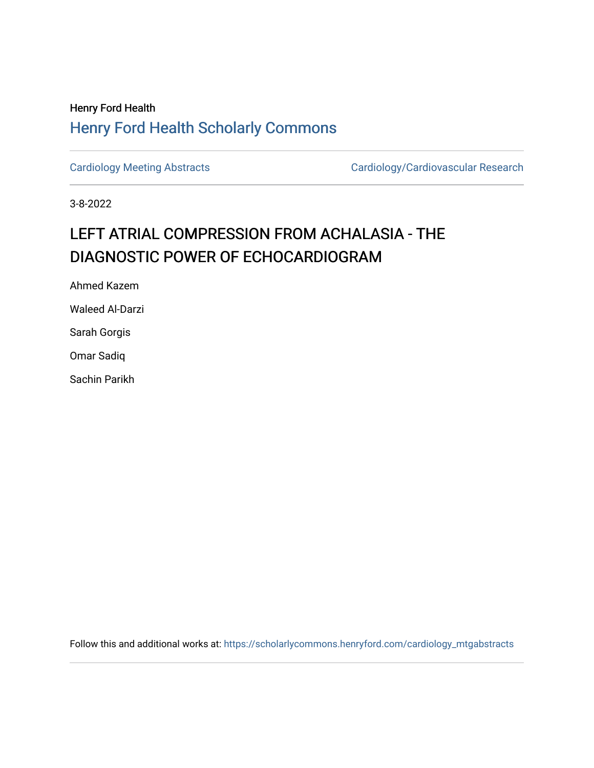Henry Ford Health

## Henry Ford Health Scholarly Commons

Cardiology Meeting Abstracts | Cardiology/Cardiovascular Research

3-8-2022

# LEFT ATRIAL COMPRESSION FROM ACHALASIA - THE DIAGNOSTIC POWER OF ECHOCARDIOGRAM

Ahmed Kazem

Waleed Al-Darzi

Sarah Gorgis

Omar Sadiq

Sachin Parikh

Follow this and additional works at: https://scholarlycommons.henryford.com/cardiology_mtgabstracts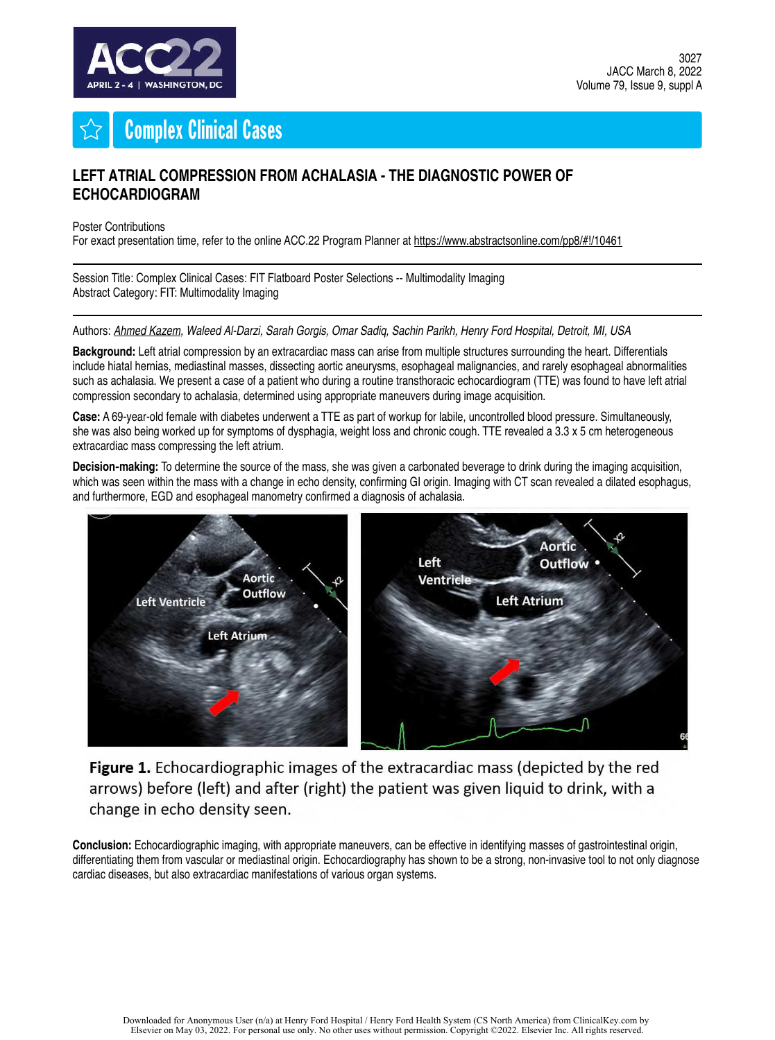# Complex Clinical Cases

## LEFT ATRIAL COMPRESSION FROM ACHALASIA - THE DIAGNOSTIC POWER OF ECHOCARDIOGRAM

Poster Contributions
For exact presentation time, refer to the online ACC.22 Program Planner at https://www.abstractsonline.com/pp8/#!/10461

Session Title: Complex Clinical Cases: FIT Flatboard Poster Selections -- Multimodality Imaging
Abstract Category: FIT: Multimodality Imaging

Authors: *Ahmed Kazem, Waleed Al-Darzi, Sarah Gorgis, Omar Sadiq, Sachin Parikh, Henry Ford Hospital, Detroit, MI, USA*

**Background:** Left atrial compression by an extracardiac mass can arise from multiple structures surrounding the heart. Differentials include hiatal hernias, mediastinal masses, dissecting aortic aneurysms, esophageal malignancies, and rarely esophageal abnormalities such as achalasia. We present a case of a patient who during a routine transthoracic echocardiogram (TTE) was found to have left atrial compression secondary to achalasia, determined using appropriate maneuvers during image acquisition.

**Case:** A 69-year-old female with diabetes underwent a TTE as part of workup for labile, uncontrolled blood pressure. Simultaneously, she was also being worked up for symptoms of dysphagia, weight loss and chronic cough. TTE revealed a 3.3 x 5 cm heterogeneous extracardiac mass compressing the left atrium.

**Decision-making:** To determine the source of the mass, she was given a carbonated beverage to drink during the imaging acquisition, which was seen within the mass with a change in echo density, confirming GI origin. Imaging with CT scan revealed a dilated esophagus, and furthermore, EGD and esophageal manometry confirmed a diagnosis of achalasia.

Left Ventricle
Aortic Outflow
Left Atrium

Left Ventricle
Aortic Outflow
Left Atrium

**Figure 1.** Echocardiographic images of the extracardiac mass (depicted by the red arrows) before (left) and after (right) the patient was given liquid to drink, with a change in echo density seen.

**Conclusion:** Echocardiographic imaging, with appropriate maneuvers, can be effective in identifying masses of gastrointestinal origin, differentiating them from vascular or mediastinal origin. Echocardiography has shown to be a strong, non-invasive tool to not only diagnose cardiac diseases, but also extracardiac manifestations of various organ systems.